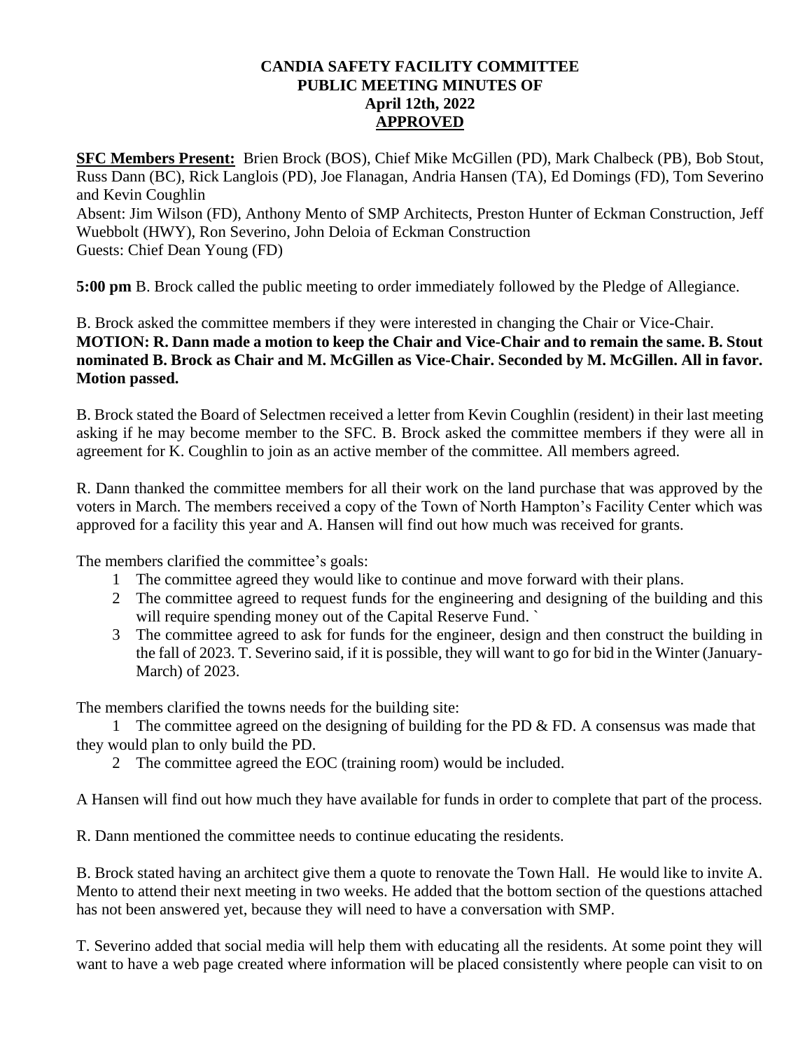**CANDIA SAFETY FACILITY COMMITTEE**
**PUBLIC MEETING MINUTES OF**
**April 12th, 2022**
**APPROVED**

**SFC Members Present:** Brien Brock (BOS), Chief Mike McGillen (PD), Mark Chalbeck (PB), Bob Stout, Russ Dann (BC), Rick Langlois (PD), Joe Flanagan, Andria Hansen (TA), Ed Domings (FD), Tom Severino and Kevin Coughlin
Absent: Jim Wilson (FD), Anthony Mento of SMP Architects, Preston Hunter of Eckman Construction, Jeff Wuebbolt (HWY), Ron Severino, John Deloia of Eckman Construction
Guests: Chief Dean Young (FD)

**5:00 pm** B. Brock called the public meeting to order immediately followed by the Pledge of Allegiance.

B. Brock asked the committee members if they were interested in changing the Chair or Vice-Chair.
**MOTION: R. Dann made a motion to keep the Chair and Vice-Chair and to remain the same. B. Stout nominated B. Brock as Chair and M. McGillen as Vice-Chair. Seconded by M. McGillen. All in favor. Motion passed.**

B. Brock stated the Board of Selectmen received a letter from Kevin Coughlin (resident) in their last meeting asking if he may become member to the SFC. B. Brock asked the committee members if they were all in agreement for K. Coughlin to join as an active member of the committee. All members agreed.

R. Dann thanked the committee members for all their work on the land purchase that was approved by the voters in March. The members received a copy of the Town of North Hampton's Facility Center which was approved for a facility this year and A. Hansen will find out how much was received for grants.

The members clarified the committee's goals:

1. The committee agreed they would like to continue and move forward with their plans.
2. The committee agreed to request funds for the engineering and designing of the building and this will require spending money out of the Capital Reserve Fund. `
3. The committee agreed to ask for funds for the engineer, design and then construct the building in the fall of 2023. T. Severino said, if it is possible, they will want to go for bid in the Winter (January-March) of 2023.

The members clarified the towns needs for the building site:

1. The committee agreed on the designing of building for the PD & FD. A consensus was made that they would plan to only build the PD.
2. The committee agreed the EOC (training room) would be included.

A Hansen will find out how much they have available for funds in order to complete that part of the process.

R. Dann mentioned the committee needs to continue educating the residents.

B. Brock stated having an architect give them a quote to renovate the Town Hall. He would like to invite A. Mento to attend their next meeting in two weeks. He added that the bottom section of the questions attached has not been answered yet, because they will need to have a conversation with SMP.

T. Severino added that social media will help them with educating all the residents. At some point they will want to have a web page created where information will be placed consistently where people can visit to on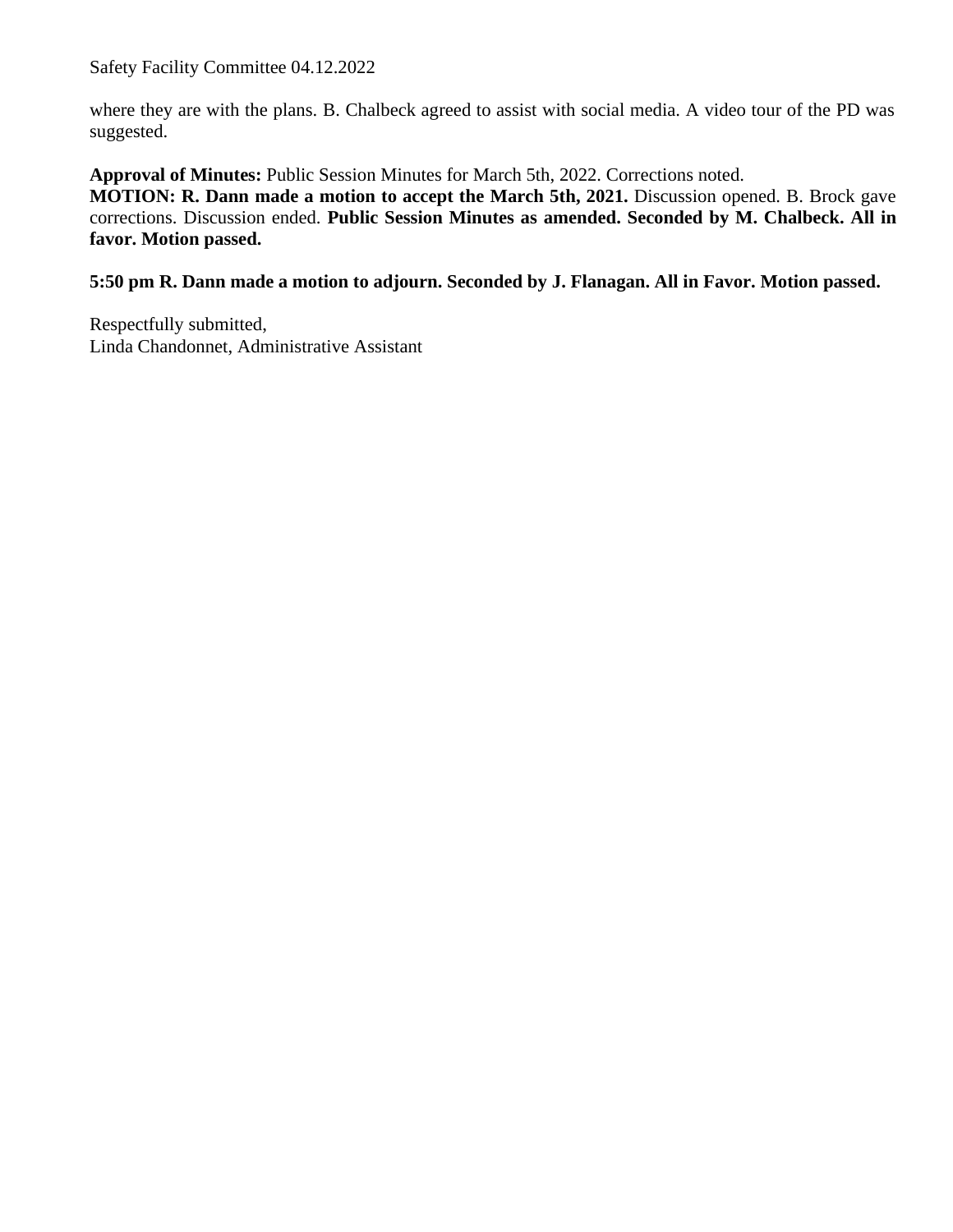where they are with the plans. B. Chalbeck agreed to assist with social media. A video tour of the PD was suggested.

**Approval of Minutes:** Public Session Minutes for March 5th, 2022. Corrections noted.
**MOTION: R. Dann made a motion to accept the March 5th, 2021.** Discussion opened. B. Brock gave corrections. Discussion ended. **Public Session Minutes as amended. Seconded by M. Chalbeck. All in favor. Motion passed.**

**5:50 pm R. Dann made a motion to adjourn. Seconded by J. Flanagan. All in Favor. Motion passed.**

Respectfully submitted,
Linda Chandonnet, Administrative Assistant